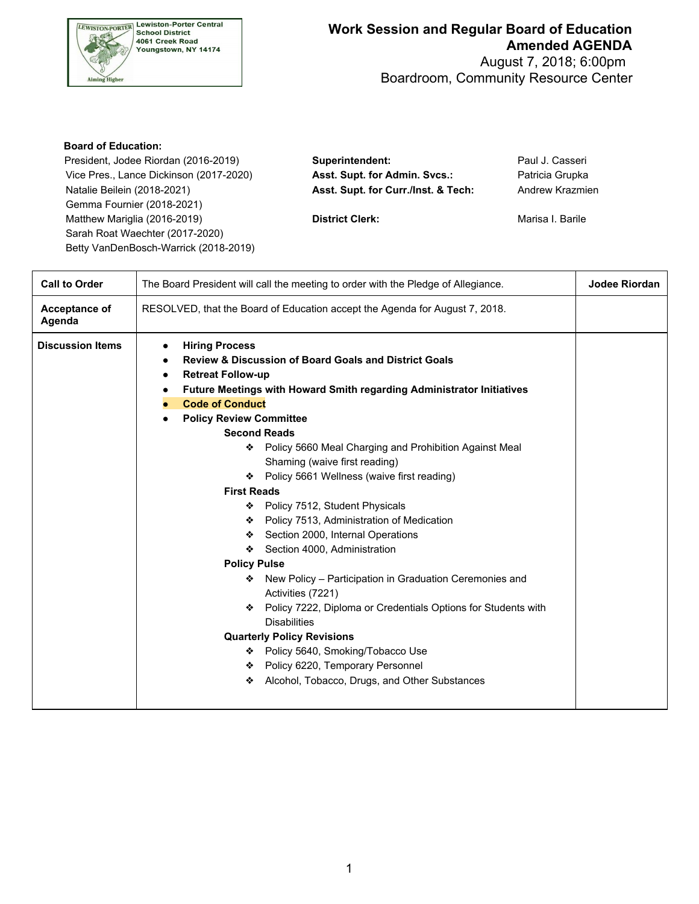Lewiston-Porter Central School District
4061 Creek Road
Youngstown, NY 14174

# Work Session and Regular Board of Education Amended AGENDA

August 7, 2018; 6:00pm
Boardroom, Community Resource Center

**Board of Education:**

President, Jodee Riordan (2016-2019)
Vice Pres., Lance Dickinson (2017-2020)
Natalie Beilein (2018-2021)
Gemma Fournier (2018-2021)
Matthew Mariglia (2016-2019)
Sarah Roat Waechter (2017-2020)
Betty VanDenBosch-Warrick (2018-2019)

**Superintendent:** Paul J. Casseri
**Asst. Supt. for Admin. Svcs.:** Patricia Grupka
**Asst. Supt. for Curr./Inst. & Tech:** Andrew Krazmien

**District Clerk:** Marisa I. Barile

| | | |
|---|---|---|
| **Call to Order** | The Board President will call the meeting to order with the Pledge of Allegiance. | **Jodee Riordan** |
| **Acceptance of Agenda** | RESOLVED, that the Board of Education accept the Agenda for August 7, 2018. | |
| **Discussion Items** | • **Hiring Process**<br>• **Review & Discussion of Board Goals and District Goals**<br>• **Retreat Follow-up**<br>• **Future Meetings with Howard Smith regarding Administrator Initiatives**<br>• **Code of Conduct**<br>• **Policy Review Committee**<br>**Second Reads**<br>❖ Policy 5660 Meal Charging and Prohibition Against Meal Shaming (waive first reading)<br>❖ Policy 5661 Wellness (waive first reading)<br>**First Reads**<br>❖ Policy 7512, Student Physicals<br>❖ Policy 7513, Administration of Medication<br>❖ Section 2000, Internal Operations<br>❖ Section 4000, Administration<br>**Policy Pulse**<br>❖ New Policy – Participation in Graduation Ceremonies and Activities (7221)<br>❖ Policy 7222, Diploma or Credentials Options for Students with Disabilities<br>**Quarterly Policy Revisions**<br>❖ Policy 5640, Smoking/Tobacco Use<br>❖ Policy 6220, Temporary Personnel<br>❖ Alcohol, Tobacco, Drugs, and Other Substances | |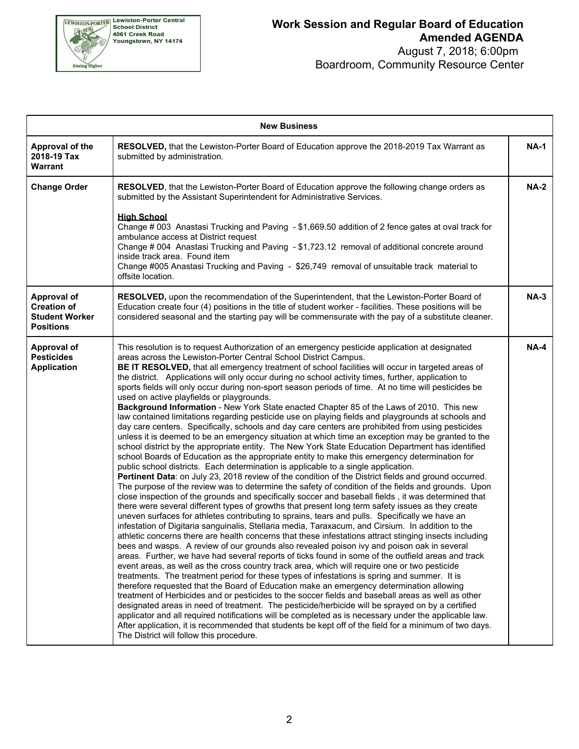**Lewiston-Porter Central School District**
4061 Creek Road
Youngstown, NY 14174

*Aiming Higher*

# Work Session and Regular Board of Education Amended AGENDA

August 7, 2018; 6:00pm
Boardroom, Community Resource Center

| New Business | | |
|---|---|---|
| **Approval of the 2018-19 Tax Warrant** | **RESOLVED,** that the Lewiston-Porter Board of Education approve the 2018-2019 Tax Warrant as submitted by administration. | **NA-1** |
| **Change Order** | **RESOLVED**, that the Lewiston-Porter Board of Education approve the following change orders as submitted by the Assistant Superintendent for Administrative Services.<br><br>**<u>High School</u>**<br>Change # 003 Anastasi Trucking and Paving - $1,669.50 addition of 2 fence gates at oval track for ambulance access at District request<br>Change # 004 Anastasi Trucking and Paving - $1,723.12 removal of additional concrete around inside track area. Found item<br>Change #005 Anastasi Trucking and Paving - $26,749 removal of unsuitable track material to offsite location. | **NA-2** |
| **Approval of Creation of Student Worker Positions** | **RESOLVED,** upon the recommendation of the Superintendent, that the Lewiston-Porter Board of Education create four (4) positions in the title of student worker - facilities. These positions will be considered seasonal and the starting pay will be commensurate with the pay of a substitute cleaner. | **NA-3** |
| **Approval of Pesticides Application** | This resolution is to request Authorization of an emergency pesticide application at designated areas across the Lewiston-Porter Central School District Campus.<br>**BE IT RESOLVED,** that all emergency treatment of school facilities will occur in targeted areas of the district. Applications will only occur during no school activity times, further, application to sports fields will only occur during non-sport season periods of time. At no time will pesticides be used on active playfields or playgrounds.<br>**Background Information** - New York State enacted Chapter 85 of the Laws of 2010. This new law contained limitations regarding pesticide use on playing fields and playgrounds at schools and day care centers. Specifically, schools and day care centers are prohibited from using pesticides unless it is deemed to be an emergency situation at which time an exception may be granted to the school district by the appropriate entity. The New York State Education Department has identified school Boards of Education as the appropriate entity to make this emergency determination for public school districts. Each determination is applicable to a single application.<br>**Pertinent Data**: on July 23, 2018 review of the condition of the District fields and ground occurred. The purpose of the review was to determine the safety of condition of the fields and grounds. Upon close inspection of the grounds and specifically soccer and baseball fields , it was determined that there were several different types of growths that present long term safety issues as they create uneven surfaces for athletes contributing to sprains, tears and pulls. Specifically we have an infestation of Digitaria sanguinalis, Stellaria media, Taraxacum, and Cirsium. In addition to the athletic concerns there are health concerns that these infestations attract stinging insects including bees and wasps. A review of our grounds also revealed poison ivy and poison oak in several areas. Further, we have had several reports of ticks found in some of the outfield areas and track event areas, as well as the cross country track area, which will require one or two pesticide treatments. The treatment period for these types of infestations is spring and summer. It is therefore requested that the Board of Education make an emergency determination allowing treatment of Herbicides and or pesticides to the soccer fields and baseball areas as well as other designated areas in need of treatment. The pesticide/herbicide will be sprayed on by a certified applicator and all required notifications will be completed as is necessary under the applicable law. After application, it is recommended that students be kept off of the field for a minimum of two days. The District will follow this procedure. | **NA-4** |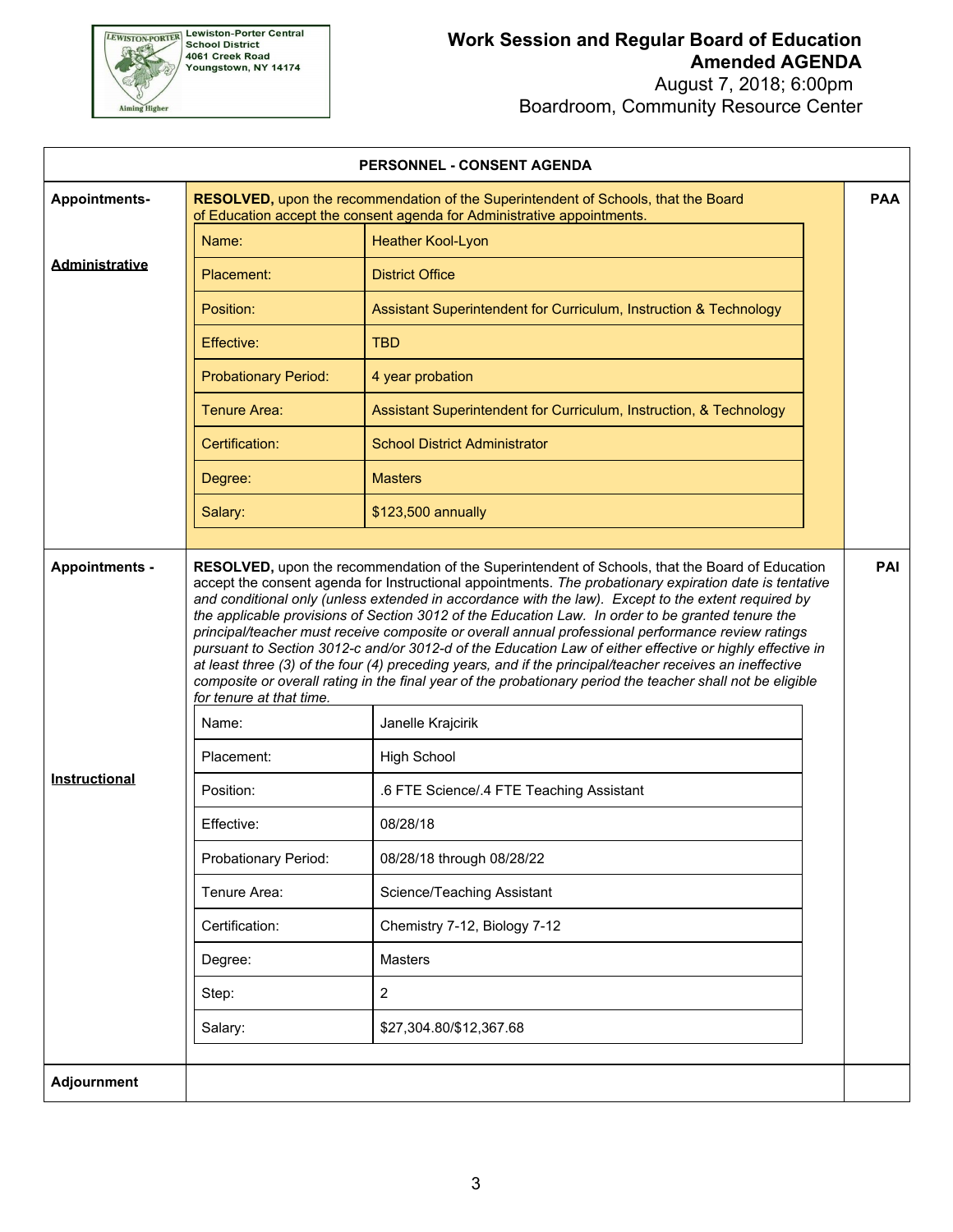Lewiston-Porter Central School District
4061 Creek Road
Youngstown, NY 14174

# Work Session and Regular Board of Education Amended AGENDA

August 7, 2018; 6:00pm
Boardroom, Community Resource Center

## PERSONNEL - CONSENT AGENDA

**Appointments-**

**Administrative** — PAA

**RESOLVED,** upon the recommendation of the Superintendent of Schools, that the Board of Education accept the consent agenda for Administrative appointments.

| | |
|---|---|
| Name: | Heather Kool-Lyon |
| Placement: | District Office |
| Position: | Assistant Superintendent for Curriculum, Instruction & Technology |
| Effective: | TBD |
| Probationary Period: | 4 year probation |
| Tenure Area: | Assistant Superintendent for Curriculum, Instruction, & Technology |
| Certification: | School District Administrator |
| Degree: | Masters |
| Salary: | $123,500 annually |

**Appointments -**

**Instructional** — PAI

**RESOLVED,** upon the recommendation of the Superintendent of Schools, that the Board of Education accept the consent agenda for Instructional appointments. *The probationary expiration date is tentative and conditional only (unless extended in accordance with the law). Except to the extent required by the applicable provisions of Section 3012 of the Education Law. In order to be granted tenure the principal/teacher must receive composite or overall annual professional performance review ratings pursuant to Section 3012-c and/or 3012-d of the Education Law of either effective or highly effective in at least three (3) of the four (4) preceding years, and if the principal/teacher receives an ineffective composite or overall rating in the final year of the probationary period the teacher shall not be eligible for tenure at that time.*

| | |
|---|---|
| Name: | Janelle Krajcirik |
| Placement: | High School |
| Position: | .6 FTE Science/.4 FTE Teaching Assistant |
| Effective: | 08/28/18 |
| Probationary Period: | 08/28/18 through 08/28/22 |
| Tenure Area: | Science/Teaching Assistant |
| Certification: | Chemistry 7-12, Biology 7-12 |
| Degree: | Masters |
| Step: | 2 |
| Salary: | $27,304.80/$12,367.68 |

**Adjournment**